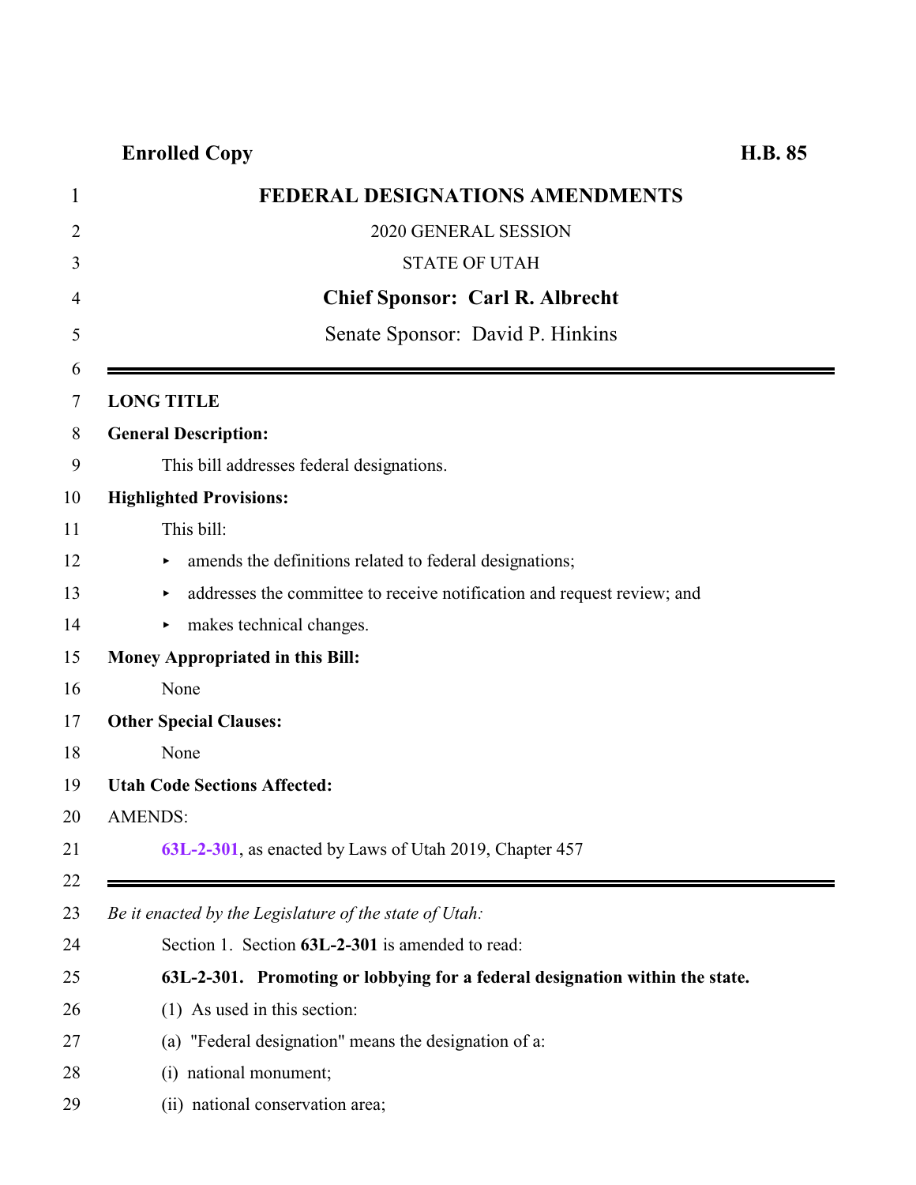**Enrolled Copy** **H.B. 85**

# FEDERAL DESIGNATIONS AMENDMENTS

2020 GENERAL SESSION

STATE OF UTAH

**Chief Sponsor: Carl R. Albrecht**

Senate Sponsor: David P. Hinkins

---

**LONG TITLE**

**General Description:**

This bill addresses federal designations.

**Highlighted Provisions:**

This bill:

- amends the definitions related to federal designations;
- addresses the committee to receive notification and request review; and
- makes technical changes.

**Money Appropriated in this Bill:**

None

**Other Special Clauses:**

None

**Utah Code Sections Affected:**

AMENDS:

**63L-2-301**, as enacted by Laws of Utah 2019, Chapter 457

---

*Be it enacted by the Legislature of the state of Utah:*

Section 1. Section **63L-2-301** is amended to read:

**63L-2-301. Promoting or lobbying for a federal designation within the state.**

(1) As used in this section:

(a) "Federal designation" means the designation of a:

(i) national monument;

(ii) national conservation area;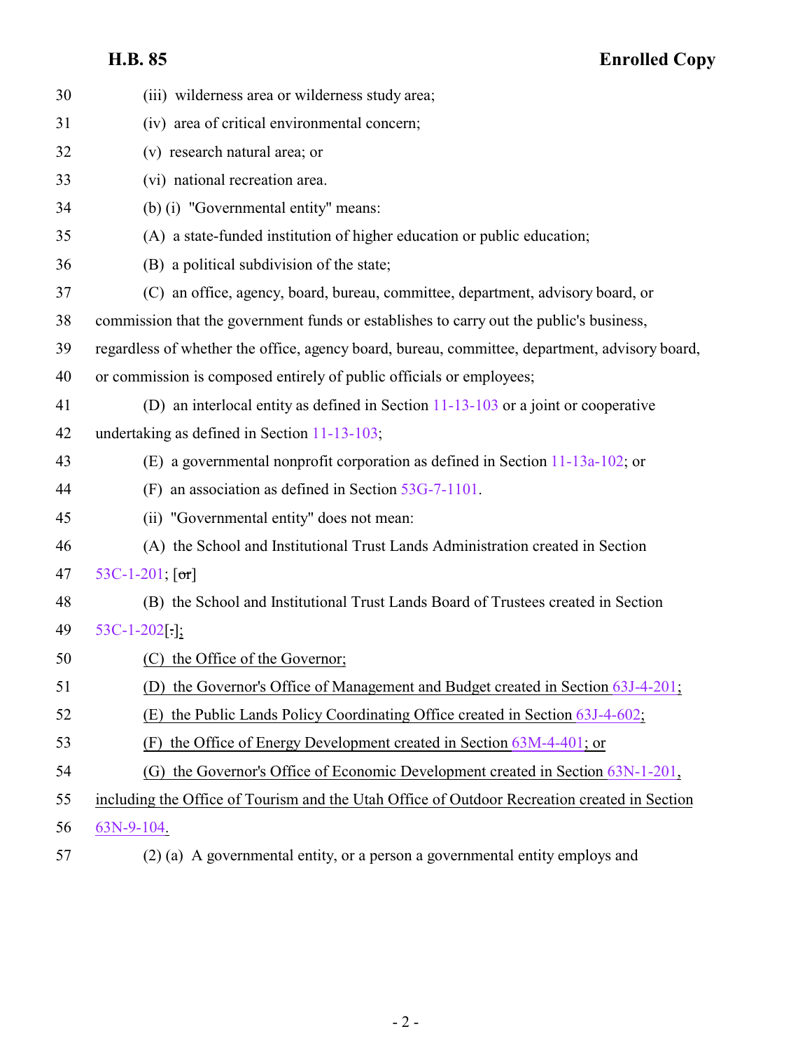30 (iii) wilderness area or wilderness study area;

31 (iv) area of critical environmental concern;

32 (v) research natural area; or

33 (vi) national recreation area.

34 (b) (i) "Governmental entity" means:

35 (A) a state-funded institution of higher education or public education;

36 (B) a political subdivision of the state;

37 (C) an office, agency, board, bureau, committee, department, advisory board, or

38 commission that the government funds or establishes to carry out the public's business,

39 regardless of whether the office, agency board, bureau, committee, department, advisory board,

40 or commission is composed entirely of public officials or employees;

41 (D) an interlocal entity as defined in Section 11-13-103 or a joint or cooperative

42 undertaking as defined in Section 11-13-103;

43 (E) a governmental nonprofit corporation as defined in Section 11-13a-102; or

44 (F) an association as defined in Section 53G-7-1101.

45 (ii) "Governmental entity" does not mean:

46 (A) the School and Institutional Trust Lands Administration created in Section

47 53C-1-201; [~~or~~]

48 (B) the School and Institutional Trust Lands Board of Trustees created in Section

49 53C-1-202[.]<u>;</u>

50 <u>(C) the Office of the Governor;</u>

51 <u>(D) the Governor's Office of Management and Budget created in Section 63J-4-201;</u>

52 <u>(E) the Public Lands Policy Coordinating Office created in Section 63J-4-602;</u>

53 <u>(F) the Office of Energy Development created in Section 63M-4-401; or</u>

54 <u>(G) the Governor's Office of Economic Development created in Section 63N-1-201,</u>

55 <u>including the Office of Tourism and the Utah Office of Outdoor Recreation created in Section</u>

56 <u>63N-9-104.</u>

57 (2) (a) A governmental entity, or a person a governmental entity employs and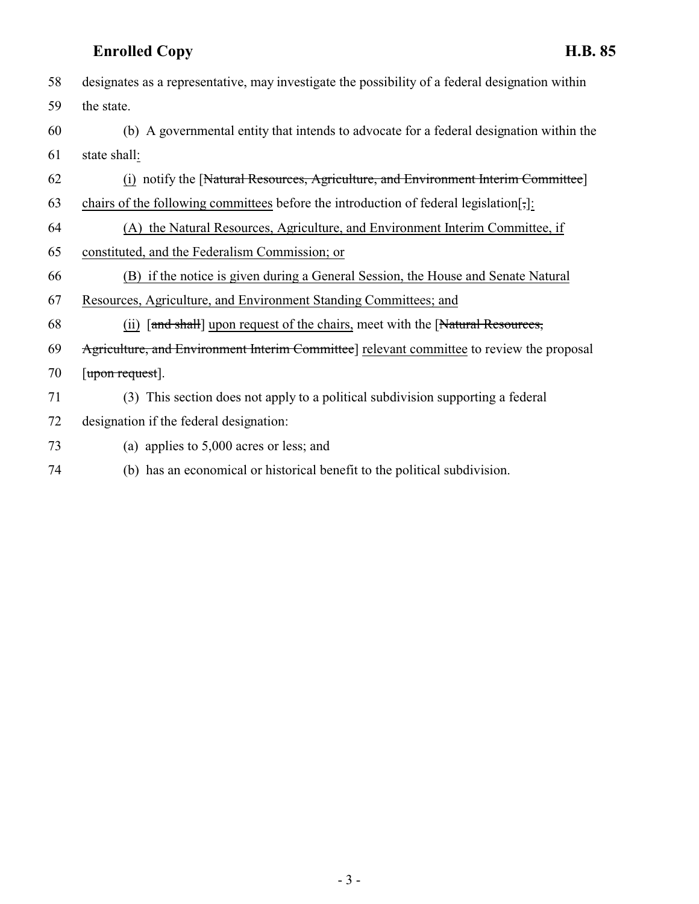designates as a representative, may investigate the possibility of a federal designation within the state.

(b) A governmental entity that intends to advocate for a federal designation within the state shall:

(i) notify the [~~Natural Resources, Agriculture, and Environment Interim Committee~~] chairs of the following committees before the introduction of federal legislation[~~,~~]:

(A) the Natural Resources, Agriculture, and Environment Interim Committee, if constituted, and the Federalism Commission; or

(B) if the notice is given during a General Session, the House and Senate Natural Resources, Agriculture, and Environment Standing Committees; and

(ii) [~~and shall~~] upon request of the chairs, meet with the [~~Natural Resources, Agriculture, and Environment Interim Committee~~] relevant committee to review the proposal [~~upon request~~].

(3) This section does not apply to a political subdivision supporting a federal designation if the federal designation:

(a) applies to 5,000 acres or less; and

(b) has an economical or historical benefit to the political subdivision.